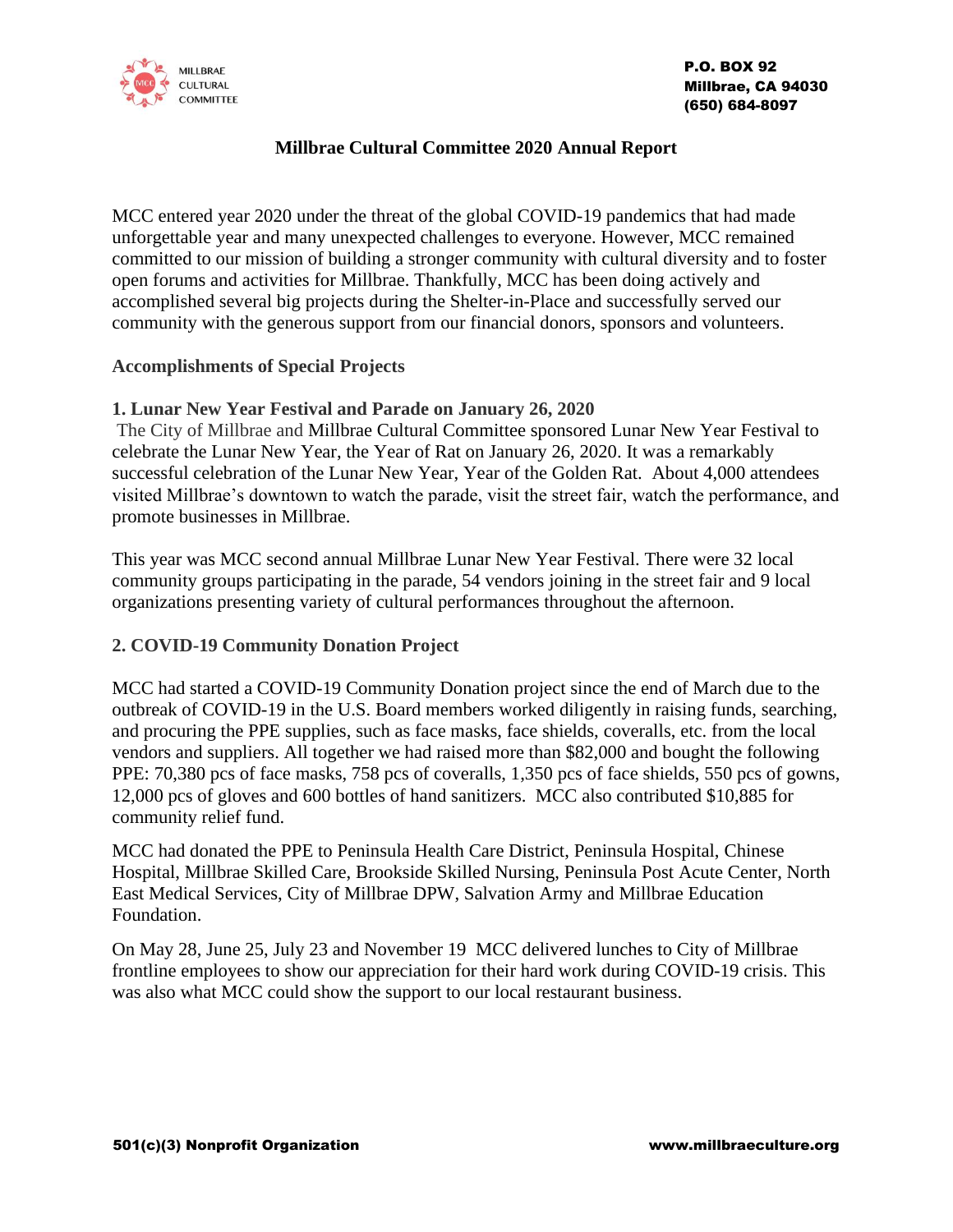MILLBRAE CULTURAL COMMITTEE

P.O. BOX 92
Millbrae, CA 94030
(650) 684-8097

# Millbrae Cultural Committee 2020 Annual Report

MCC entered year 2020 under the threat of the global COVID-19 pandemics that had made unforgettable year and many unexpected challenges to everyone. However, MCC remained committed to our mission of building a stronger community with cultural diversity and to foster open forums and activities for Millbrae. Thankfully, MCC has been doing actively and accomplished several big projects during the Shelter-in-Place and successfully served our community with the generous support from our financial donors, sponsors and volunteers.

## Accomplishments of Special Projects

### 1. Lunar New Year Festival and Parade on January 26, 2020

The City of Millbrae and Millbrae Cultural Committee sponsored Lunar New Year Festival to celebrate the Lunar New Year, the Year of Rat on January 26, 2020. It was a remarkably successful celebration of the Lunar New Year, Year of the Golden Rat. About 4,000 attendees visited Millbrae's downtown to watch the parade, visit the street fair, watch the performance, and promote businesses in Millbrae.

This year was MCC second annual Millbrae Lunar New Year Festival. There were 32 local community groups participating in the parade, 54 vendors joining in the street fair and 9 local organizations presenting variety of cultural performances throughout the afternoon.

### 2. COVID-19 Community Donation Project

MCC had started a COVID-19 Community Donation project since the end of March due to the outbreak of COVID-19 in the U.S. Board members worked diligently in raising funds, searching, and procuring the PPE supplies, such as face masks, face shields, coveralls, etc. from the local vendors and suppliers. All together we had raised more than $82,000 and bought the following PPE: 70,380 pcs of face masks, 758 pcs of coveralls, 1,350 pcs of face shields, 550 pcs of gowns, 12,000 pcs of gloves and 600 bottles of hand sanitizers. MCC also contributed $10,885 for community relief fund.

MCC had donated the PPE to Peninsula Health Care District, Peninsula Hospital, Chinese Hospital, Millbrae Skilled Care, Brookside Skilled Nursing, Peninsula Post Acute Center, North East Medical Services, City of Millbrae DPW, Salvation Army and Millbrae Education Foundation.

On May 28, June 25, July 23 and November 19 MCC delivered lunches to City of Millbrae frontline employees to show our appreciation for their hard work during COVID-19 crisis. This was also what MCC could show the support to our local restaurant business.

501(c)(3) Nonprofit Organization www.millbraeculture.org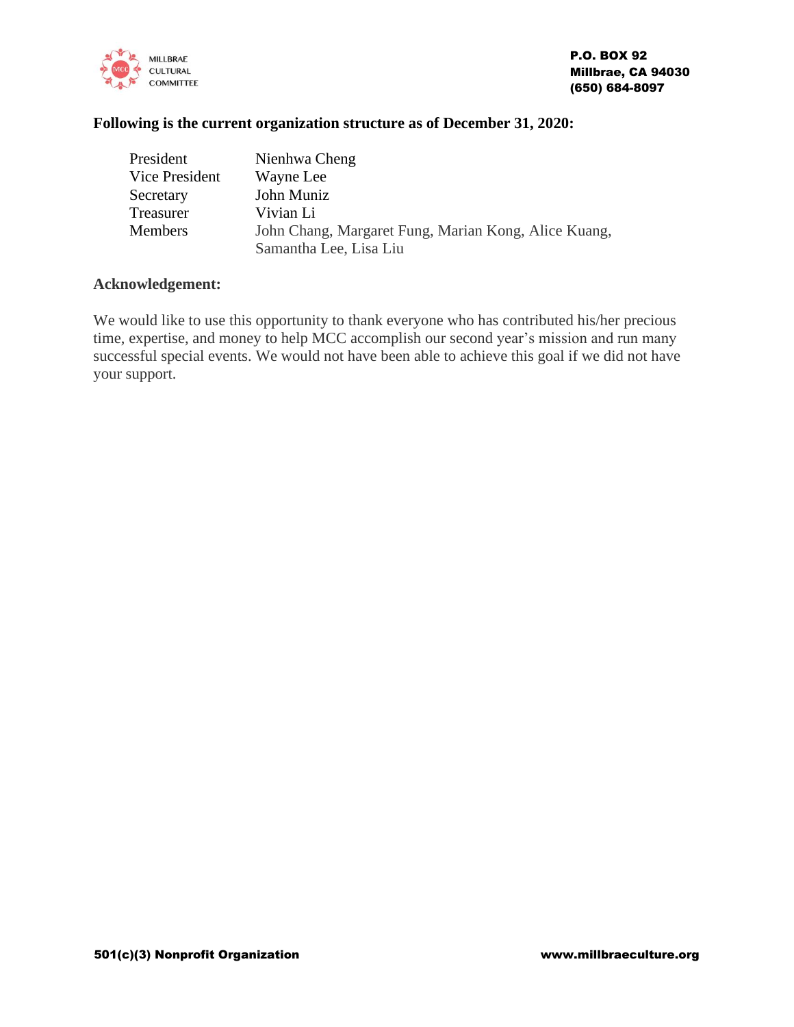**Following is the current organization structure as of December 31, 2020:**

| | |
|---|---|
| President | Nienhwa Cheng |
| Vice President | Wayne Lee |
| Secretary | John Muniz |
| Treasurer | Vivian Li |
| Members | John Chang, Margaret Fung, Marian Kong, Alice Kuang, Samantha Lee, Lisa Liu |

**Acknowledgement:**

We would like to use this opportunity to thank everyone who has contributed his/her precious time, expertise, and money to help MCC accomplish our second year's mission and run many successful special events. We would not have been able to achieve this goal if we did not have your support.